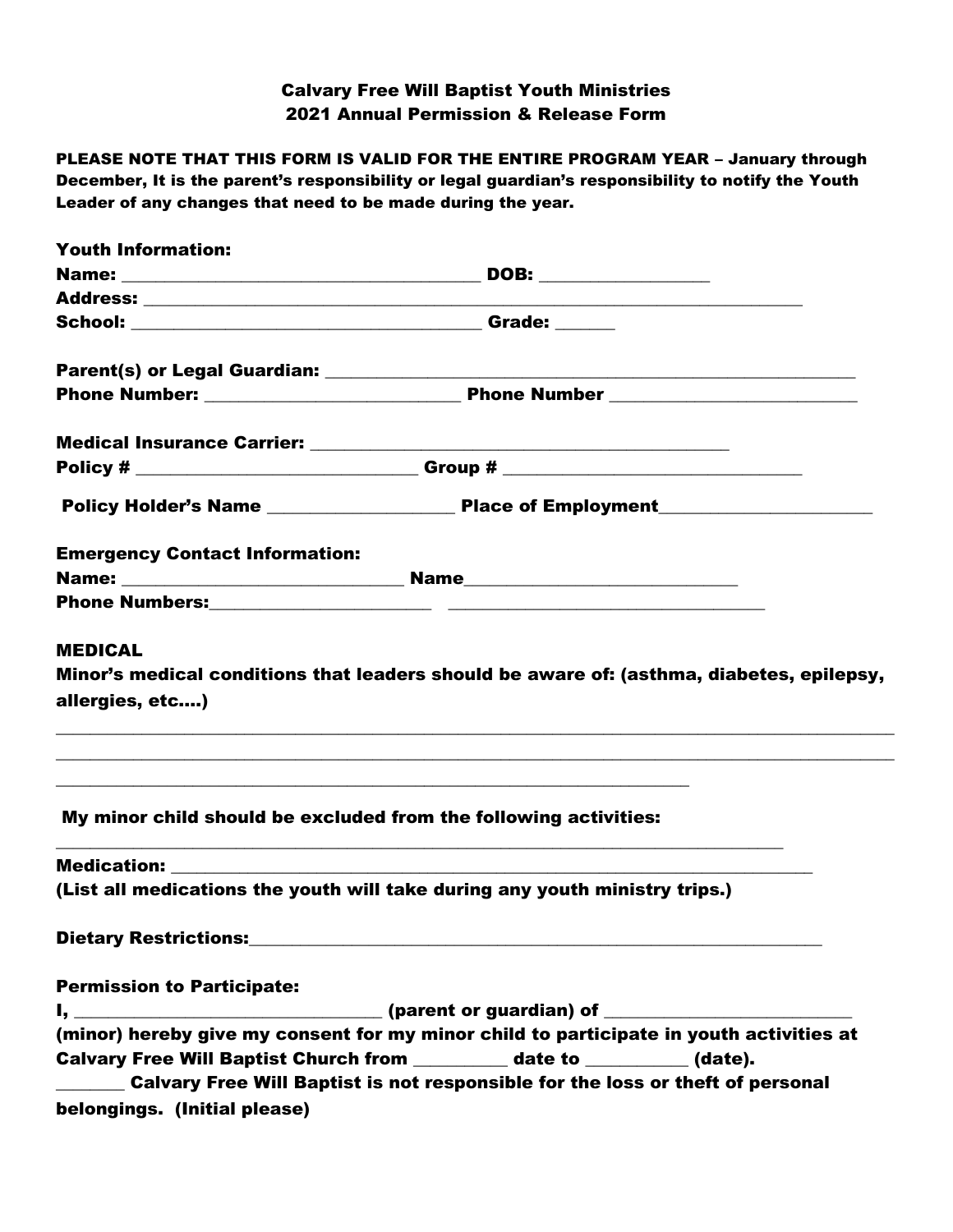**Calvary Free Will Baptist Youth Ministries**
**2021 Annual Permission & Release Form**

**PLEASE NOTE THAT THIS FORM IS VALID FOR THE ENTIRE PROGRAM YEAR – January through December, It is the parent's responsibility or legal guardian's responsibility to notify the Youth Leader of any changes that need to be made during the year.**

**Youth Information:**
**Name:** ______________________________________ **DOB:** _________________
**Address:** ______________________________________________________________________
**School:** _____________________________________ **Grade:** ______

**Parent(s) or Legal Guardian:** ________________________________________________________
**Phone Number:** ___________________________ **Phone Number** __________________________

**Medical Insurance Carrier:** _____________________________________________
**Policy #** ______________________________ **Group #** ________________________________

**Policy Holder's Name** ___________________ **Place of Employment**______________________

**Emergency Contact Information:**
**Name:** ______________________________ **Name**______________________________
**Phone Numbers:**________________________ ___________________________________

**MEDICAL**
**Minor's medical conditions that leaders should be aware of: (asthma, diabetes, epilepsy, allergies, etc….)**

_______________________________________________________________________________________________
_______________________________________________________________________________________________
____________________________________________________________________

**My minor child should be excluded from the following activities:**

_______________________________________________________________________________

**Medication:** ____________________________________________________________________
**(List all medications the youth will take during any youth ministry trips.)**

**Dietary Restrictions:**___________________________________________________________

**Permission to Participate:**
**I,** _________________________________ **(parent or guardian) of** __________________________
**(minor) hereby give my consent for my minor child to participate in youth activities at Calvary Free Will Baptist Church from** __________ **date to** ___________ **(date).**
_______ **Calvary Free Will Baptist is not responsible for the loss or theft of personal belongings. (Initial please)**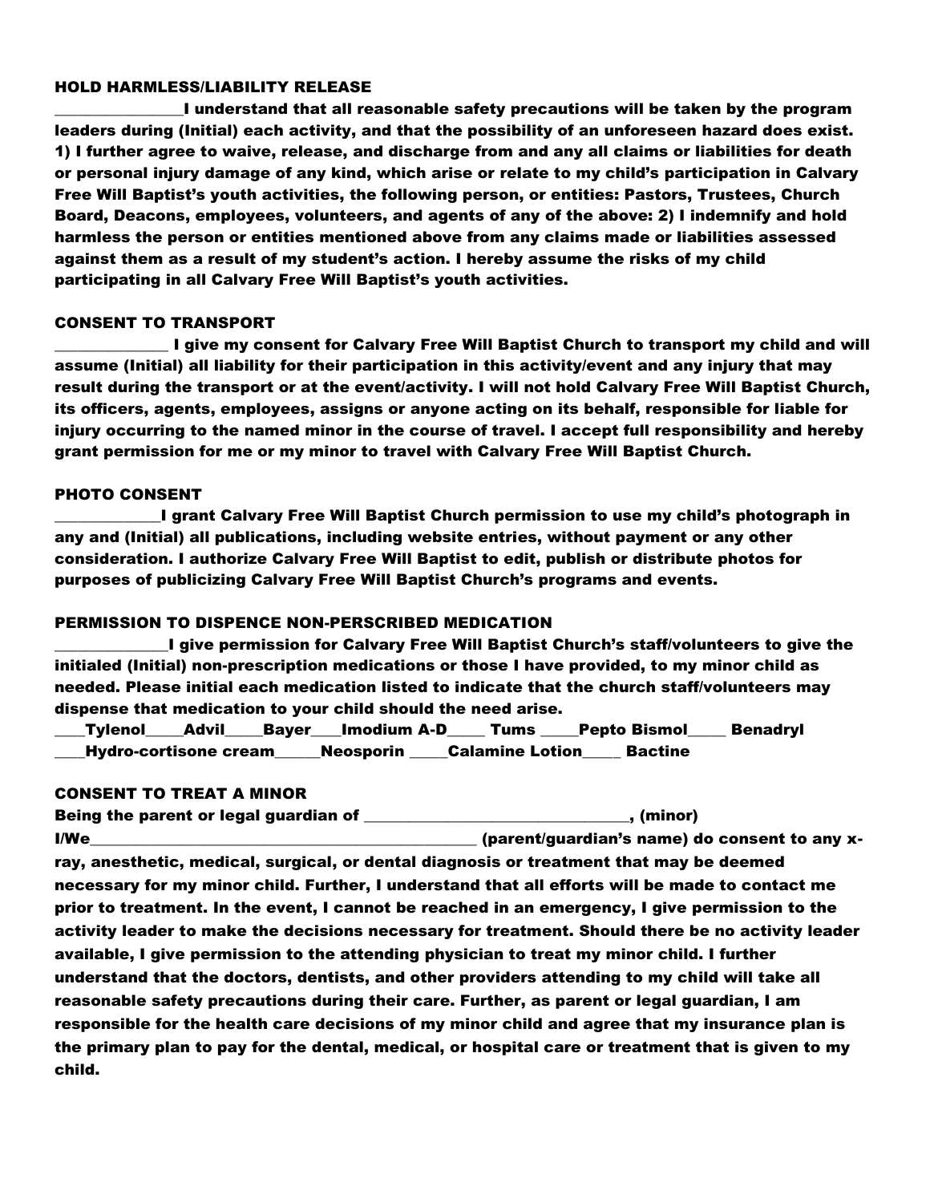## HOLD HARMLESS/LIABILITY RELEASE

**________________I understand that all reasonable safety precautions will be taken by the program leaders during (Initial) each activity, and that the possibility of an unforeseen hazard does exist. 1) I further agree to waive, release, and discharge from and any all claims or liabilities for death or personal injury damage of any kind, which arise or relate to my child's participation in Calvary Free Will Baptist's youth activities, the following person, or entities: Pastors, Trustees, Church Board, Deacons, employees, volunteers, and agents of any of the above: 2) I indemnify and hold harmless the person or entities mentioned above from any claims made or liabilities assessed against them as a result of my student's action. I hereby assume the risks of my child participating in all Calvary Free Will Baptist's youth activities.**

## CONSENT TO TRANSPORT

**______________ I give my consent for Calvary Free Will Baptist Church to transport my child and will assume (Initial) all liability for their participation in this activity/event and any injury that may result during the transport or at the event/activity. I will not hold Calvary Free Will Baptist Church, its officers, agents, employees, assigns or anyone acting on its behalf, responsible for liable for injury occurring to the named minor in the course of travel. I accept full responsibility and hereby grant permission for me or my minor to travel with Calvary Free Will Baptist Church.**

## PHOTO CONSENT

**_____________I grant Calvary Free Will Baptist Church permission to use my child's photograph in any and (Initial) all publications, including website entries, without payment or any other consideration. I authorize Calvary Free Will Baptist to edit, publish or distribute photos for purposes of publicizing Calvary Free Will Baptist Church's programs and events.**

## PERMISSION TO DISPENCE NON-PERSCRIBED MEDICATION

**______________I give permission for Calvary Free Will Baptist Church's staff/volunteers to give the initialed (Initial) non-prescription medications or those I have provided, to my minor child as needed. Please initial each medication listed to indicate that the church staff/volunteers may dispense that medication to your child should the need arise.**

**____Tylenol_____Advil_____Bayer____Imodium A-D_____ Tums _____Pepto Bismol_____ Benadryl**
**____Hydro-cortisone cream______Neosporin _____Calamine Lotion_____ Bactine**

## CONSENT TO TREAT A MINOR

**Being the parent or legal guardian of _________________________________, (minor)**

**I/We___________________________________________________ (parent/guardian's name) do consent to any x-ray, anesthetic, medical, surgical, or dental diagnosis or treatment that may be deemed necessary for my minor child. Further, I understand that all efforts will be made to contact me prior to treatment. In the event, I cannot be reached in an emergency, I give permission to the activity leader to make the decisions necessary for treatment. Should there be no activity leader available, I give permission to the attending physician to treat my minor child. I further understand that the doctors, dentists, and other providers attending to my child will take all reasonable safety precautions during their care. Further, as parent or legal guardian, I am responsible for the health care decisions of my minor child and agree that my insurance plan is the primary plan to pay for the dental, medical, or hospital care or treatment that is given to my child.**